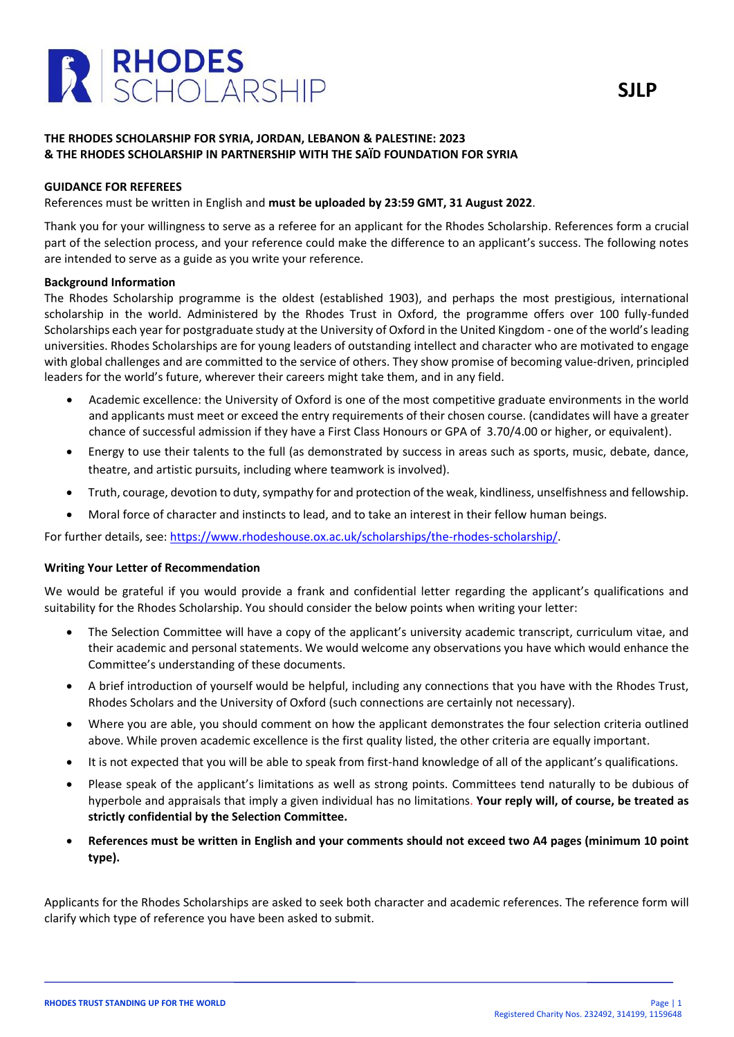# RHODES SCHOLARSHIP

**SJLP**

**THE RHODES SCHOLARSHIP FOR SYRIA, JORDAN, LEBANON & PALESTINE: 2023**
**& THE RHODES SCHOLARSHIP IN PARTNERSHIP WITH THE SAÏD FOUNDATION FOR SYRIA**

**GUIDANCE FOR REFEREES**

References must be written in English and **must be uploaded by 23:59 GMT, 31 August 2022**.

Thank you for your willingness to serve as a referee for an applicant for the Rhodes Scholarship. References form a crucial part of the selection process, and your reference could make the difference to an applicant's success. The following notes are intended to serve as a guide as you write your reference.

**Background Information**

The Rhodes Scholarship programme is the oldest (established 1903), and perhaps the most prestigious, international scholarship in the world. Administered by the Rhodes Trust in Oxford, the programme offers over 100 fully-funded Scholarships each year for postgraduate study at the University of Oxford in the United Kingdom - one of the world's leading universities. Rhodes Scholarships are for young leaders of outstanding intellect and character who are motivated to engage with global challenges and are committed to the service of others. They show promise of becoming value-driven, principled leaders for the world's future, wherever their careers might take them, and in any field.

- Academic excellence: the University of Oxford is one of the most competitive graduate environments in the world and applicants must meet or exceed the entry requirements of their chosen course. (candidates will have a greater chance of successful admission if they have a First Class Honours or GPA of 3.70/4.00 or higher, or equivalent).
- Energy to use their talents to the full (as demonstrated by success in areas such as sports, music, debate, dance, theatre, and artistic pursuits, including where teamwork is involved).
- Truth, courage, devotion to duty, sympathy for and protection of the weak, kindliness, unselfishness and fellowship.
- Moral force of character and instincts to lead, and to take an interest in their fellow human beings.

For further details, see: https://www.rhodeshouse.ox.ac.uk/scholarships/the-rhodes-scholarship/.

**Writing Your Letter of Recommendation**

We would be grateful if you would provide a frank and confidential letter regarding the applicant's qualifications and suitability for the Rhodes Scholarship. You should consider the below points when writing your letter:

- The Selection Committee will have a copy of the applicant's university academic transcript, curriculum vitae, and their academic and personal statements. We would welcome any observations you have which would enhance the Committee's understanding of these documents.
- A brief introduction of yourself would be helpful, including any connections that you have with the Rhodes Trust, Rhodes Scholars and the University of Oxford (such connections are certainly not necessary).
- Where you are able, you should comment on how the applicant demonstrates the four selection criteria outlined above. While proven academic excellence is the first quality listed, the other criteria are equally important.
- It is not expected that you will be able to speak from first-hand knowledge of all of the applicant's qualifications.
- Please speak of the applicant's limitations as well as strong points. Committees tend naturally to be dubious of hyperbole and appraisals that imply a given individual has no limitations. **Your reply will, of course, be treated as strictly confidential by the Selection Committee.**
- **References must be written in English and your comments should not exceed two A4 pages (minimum 10 point type).**

Applicants for the Rhodes Scholarships are asked to seek both character and academic references. The reference form will clarify which type of reference you have been asked to submit.

RHODES TRUST STANDING UP FOR THE WORLD

Registered Charity Nos. 232492, 314199, 1159648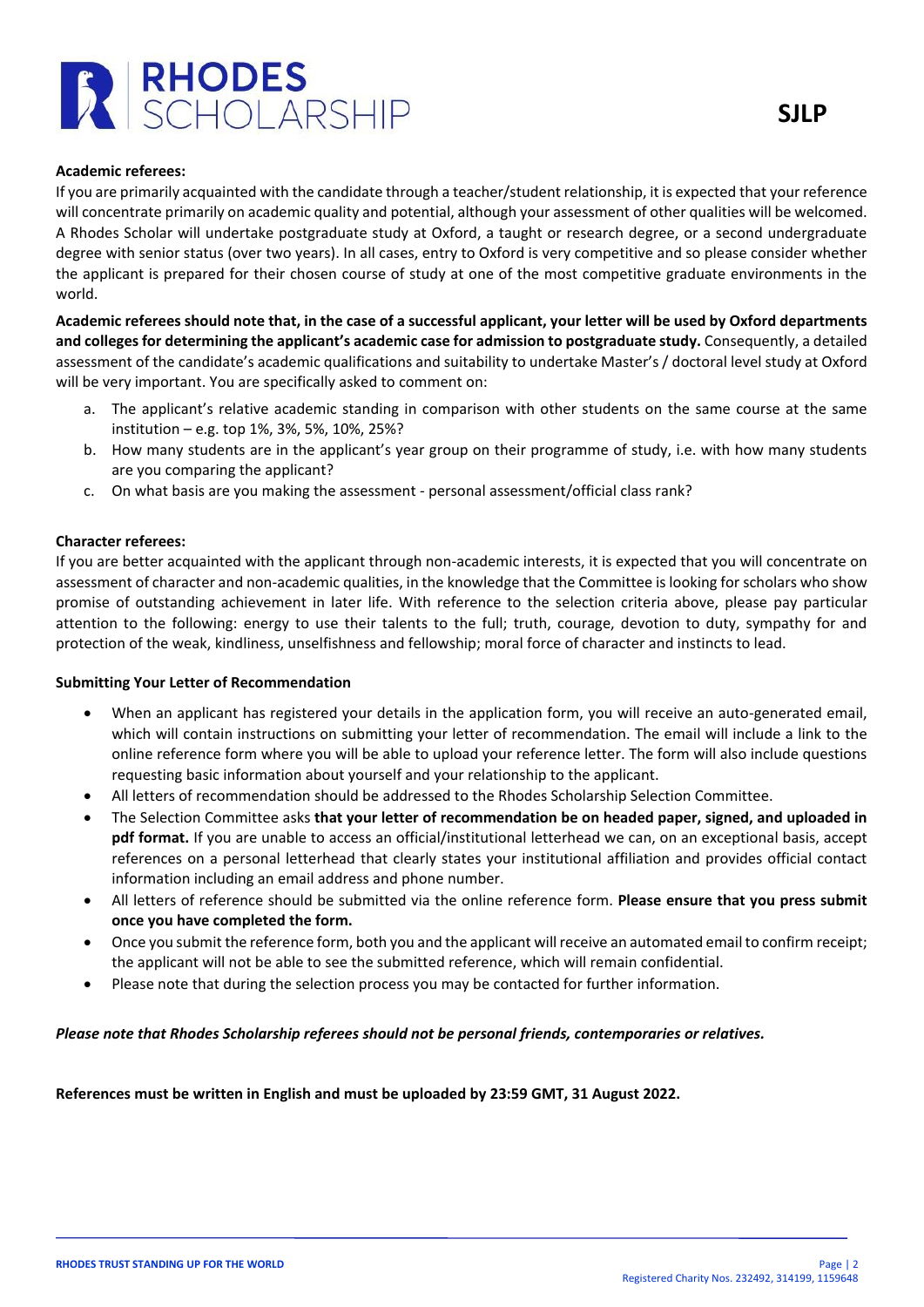**Academic referees:**

If you are primarily acquainted with the candidate through a teacher/student relationship, it is expected that your reference will concentrate primarily on academic quality and potential, although your assessment of other qualities will be welcomed. A Rhodes Scholar will undertake postgraduate study at Oxford, a taught or research degree, or a second undergraduate degree with senior status (over two years). In all cases, entry to Oxford is very competitive and so please consider whether the applicant is prepared for their chosen course of study at one of the most competitive graduate environments in the world.

**Academic referees should note that, in the case of a successful applicant, your letter will be used by Oxford departments and colleges for determining the applicant's academic case for admission to postgraduate study.** Consequently, a detailed assessment of the candidate's academic qualifications and suitability to undertake Master's / doctoral level study at Oxford will be very important. You are specifically asked to comment on:

a. The applicant's relative academic standing in comparison with other students on the same course at the same institution – e.g. top 1%, 3%, 5%, 10%, 25%?
b. How many students are in the applicant's year group on their programme of study, i.e. with how many students are you comparing the applicant?
c. On what basis are you making the assessment - personal assessment/official class rank?

**Character referees:**

If you are better acquainted with the applicant through non-academic interests, it is expected that you will concentrate on assessment of character and non-academic qualities, in the knowledge that the Committee is looking for scholars who show promise of outstanding achievement in later life. With reference to the selection criteria above, please pay particular attention to the following: energy to use their talents to the full; truth, courage, devotion to duty, sympathy for and protection of the weak, kindliness, unselfishness and fellowship; moral force of character and instincts to lead.

**Submitting Your Letter of Recommendation**

- When an applicant has registered your details in the application form, you will receive an auto-generated email, which will contain instructions on submitting your letter of recommendation. The email will include a link to the online reference form where you will be able to upload your reference letter. The form will also include questions requesting basic information about yourself and your relationship to the applicant.
- All letters of recommendation should be addressed to the Rhodes Scholarship Selection Committee.
- The Selection Committee asks **that your letter of recommendation be on headed paper, signed, and uploaded in pdf format.** If you are unable to access an official/institutional letterhead we can, on an exceptional basis, accept references on a personal letterhead that clearly states your institutional affiliation and provides official contact information including an email address and phone number.
- All letters of reference should be submitted via the online reference form. **Please ensure that you press submit once you have completed the form.**
- Once you submit the reference form, both you and the applicant will receive an automated email to confirm receipt; the applicant will not be able to see the submitted reference, which will remain confidential.
- Please note that during the selection process you may be contacted for further information.

***Please note that Rhodes Scholarship referees should not be personal friends, contemporaries or relatives.***

**References must be written in English and must be uploaded by 23:59 GMT, 31 August 2022.**